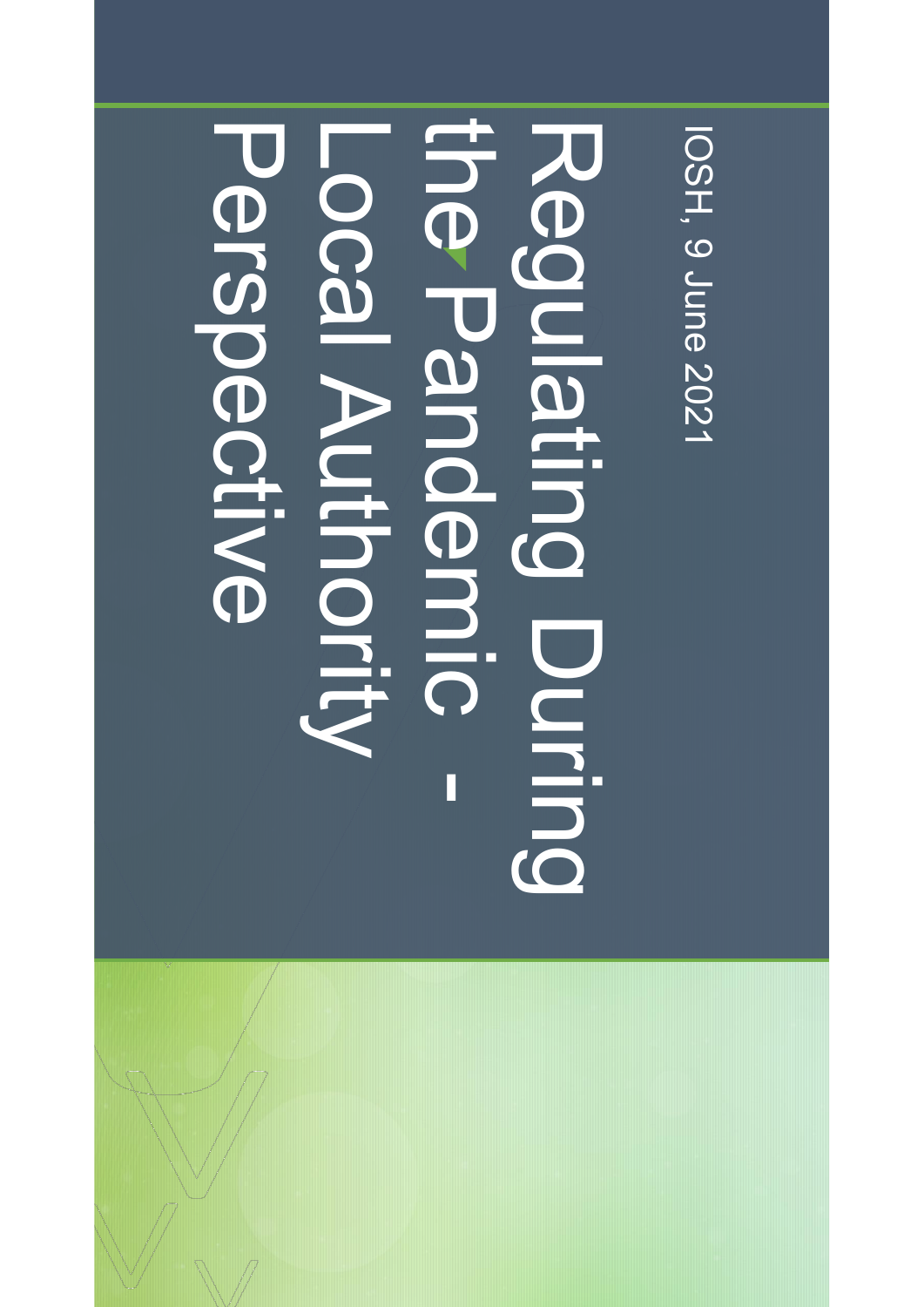# Regulating During the Pandemic - Local Authority Perspective

IOSH, 9 June 2021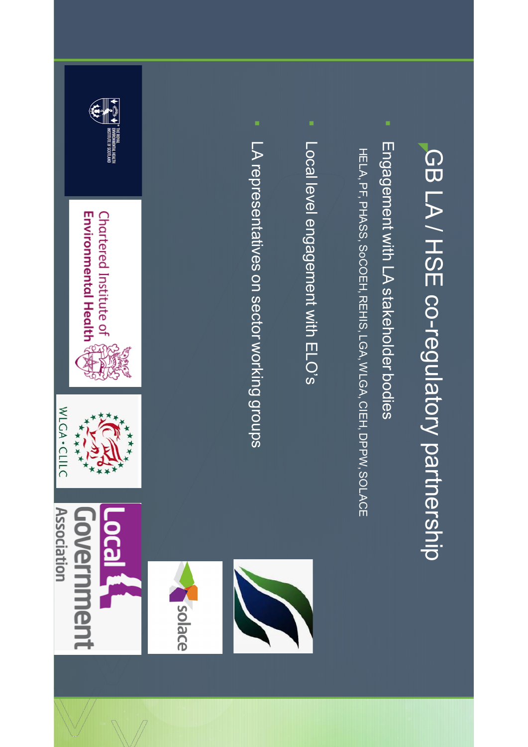# GB LA / HSE co-regulatory partnership

- Engagement with LA stakeholder bodies

  HELA, PF, PHASS, SoCOEH, REHIS, LGA, WLGA, CIEH, DPPW, SOLACE

- Local level engagement with ELO's
- LA representatives on sector working groups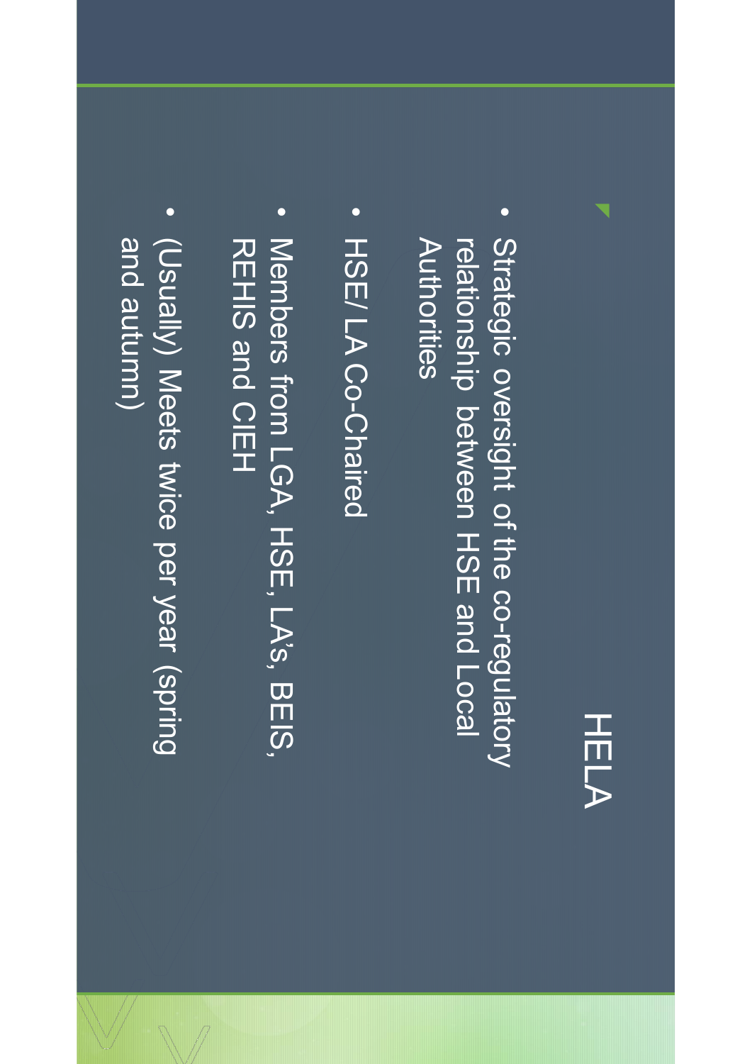# HELA

- Strategic oversight of the co-regulatory relationship between HSE and Local Authorities
- HSE/ LA Co-Chaired
- Members from LGA, HSE, LA's, BEIS, REHIS and CIEH
- (Usually) Meets twice per year (spring and autumn)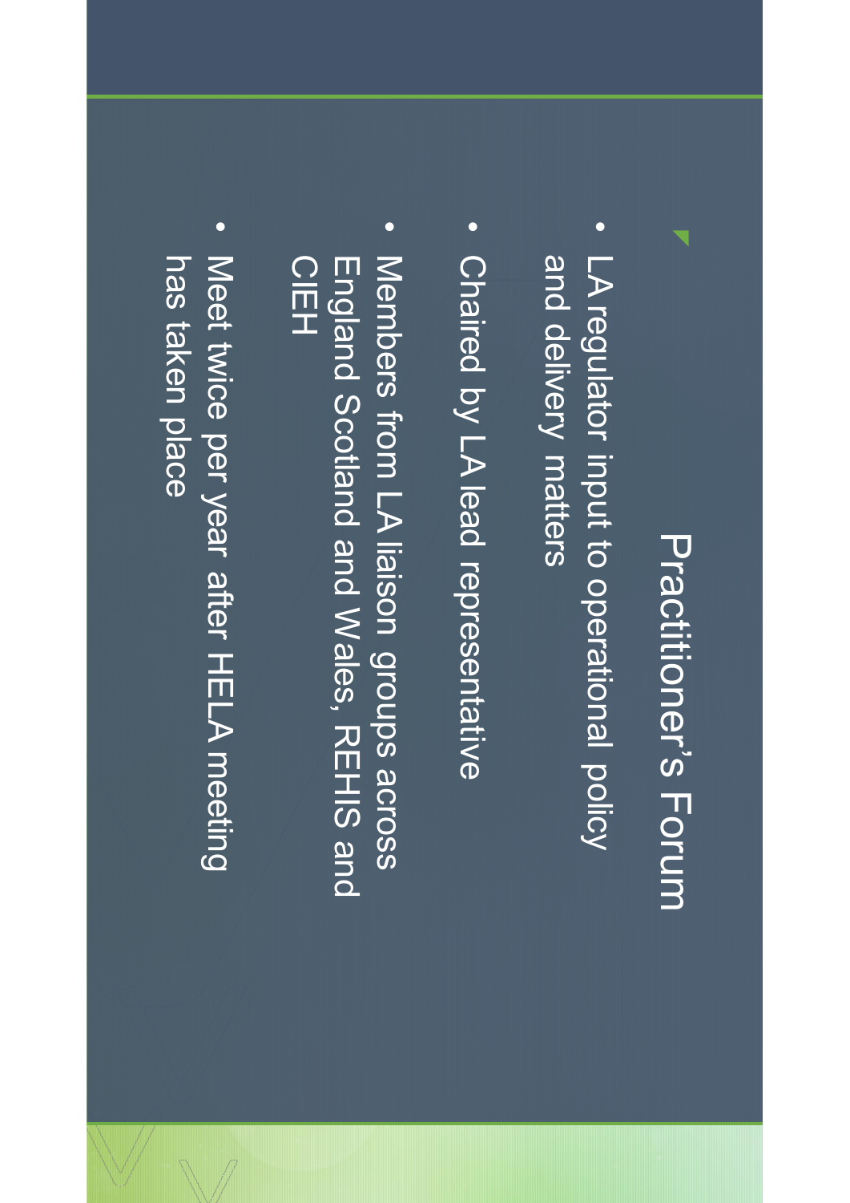# Practitioner's Forum

- LA regulator input to operational policy and delivery matters
- Chaired by LA lead representative
- Members from LA liaison groups across England Scotland and Wales, REHIS and CIEH
- Meet twice per year after HELA meeting has taken place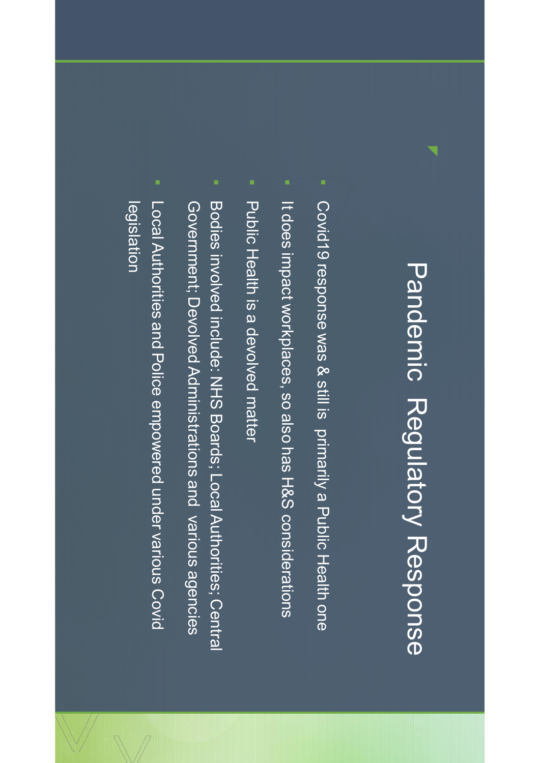# Pandemic Regulatory Response

- Covid19 response was & still is primarily a Public Health one
- It does impact workplaces, so also has H&S considerations
- Public Health is a devolved matter
- Bodies involved include: NHS Boards; Local Authorities; Central Government; Devolved Administrations and various agencies
- Local Authorities and Police empowered under various Covid legislation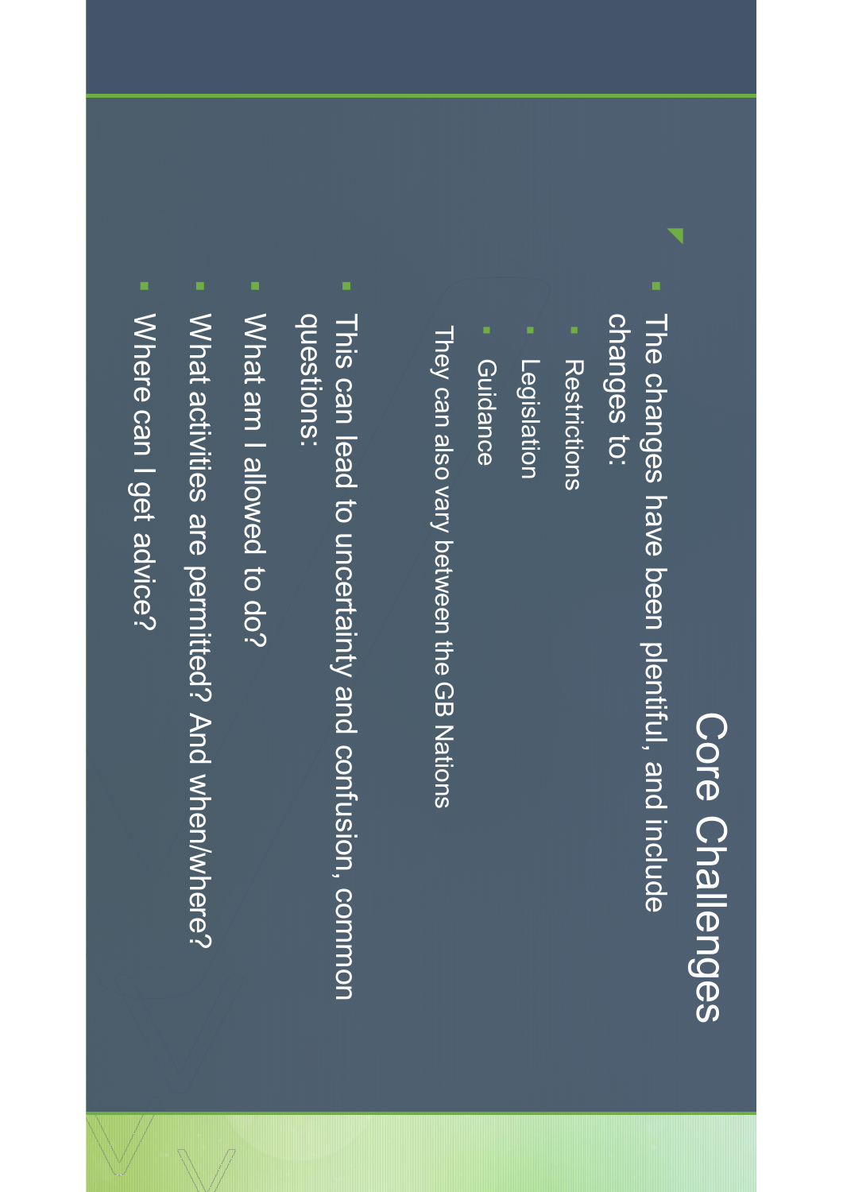# Core Challenges

- The changes have been plentiful, and include changes to:
  - Restrictions
  - Legislation
  - Guidance

  They can also vary between the GB Nations

- This can lead to uncertainty and confusion, common questions:
- What am I allowed to do?
- What activities are permitted? And when/where?
- Where can I get advice?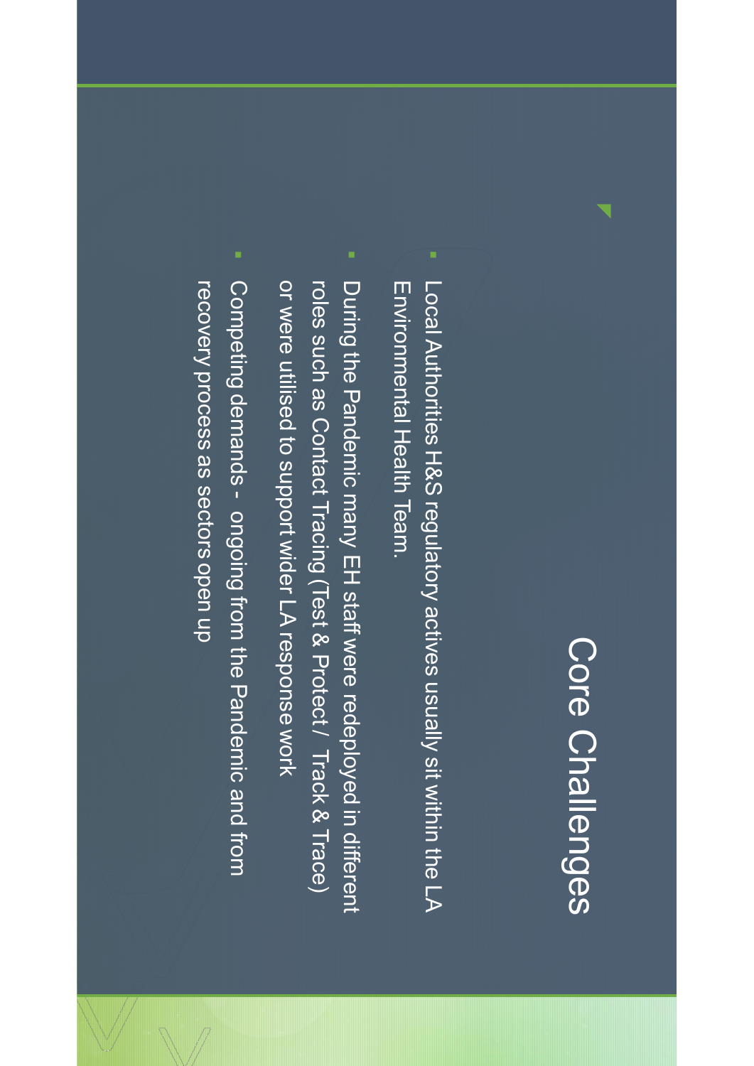# Core Challenges

- Local Authorities H&S regulatory actives usually sit within the LA Environmental Health Team.
- During the Pandemic many EH staff were redeployed in different roles such as Contact Tracing (Test & Protect / Track & Trace) or were utilised to support wider LA response work
- Competing demands - ongoing from the Pandemic and from recovery process as sectors open up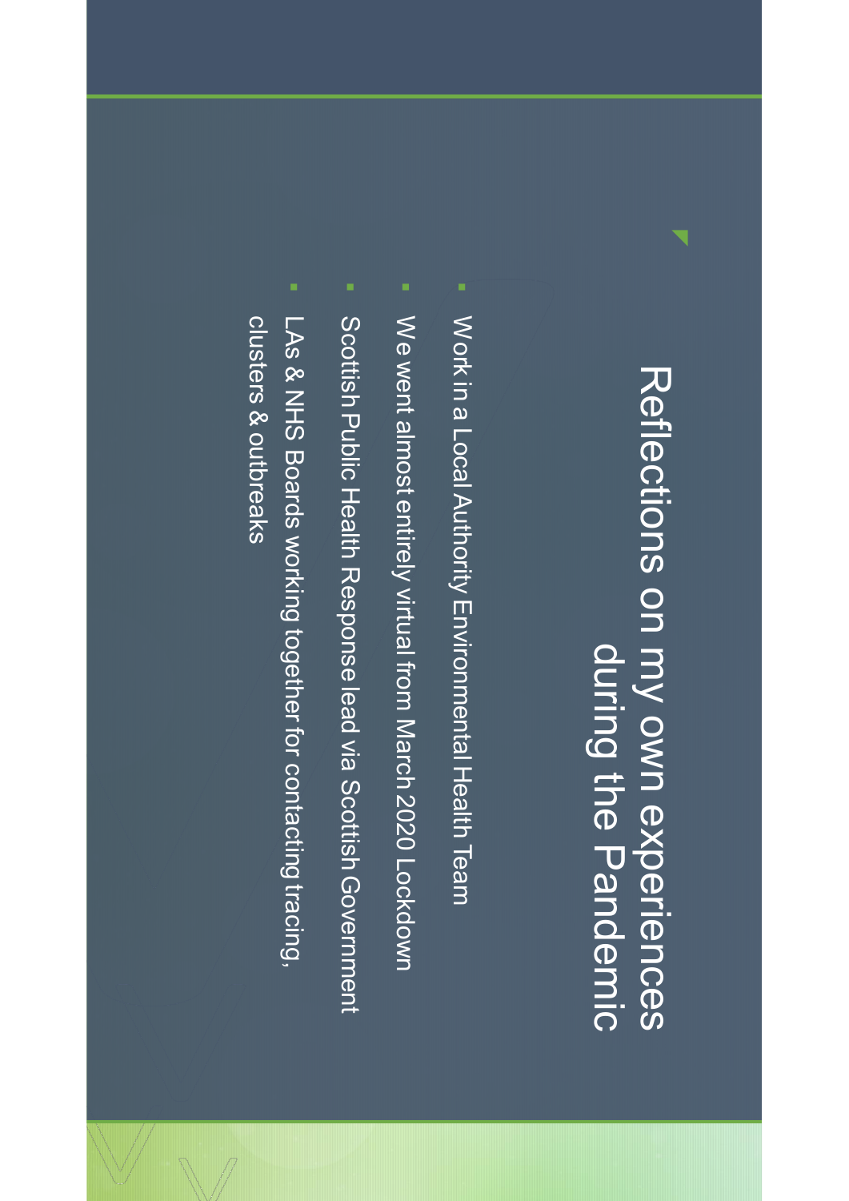# Reflections on my own experiences during the Pandemic

- Work in a Local Authority Environmental Health Team
- We went almost entirely virtual from March 2020 Lockdown
- Scottish Public Health Response lead via Scottish Government
- LAs & NHS Boards working together for contacting tracing, clusters & outbreaks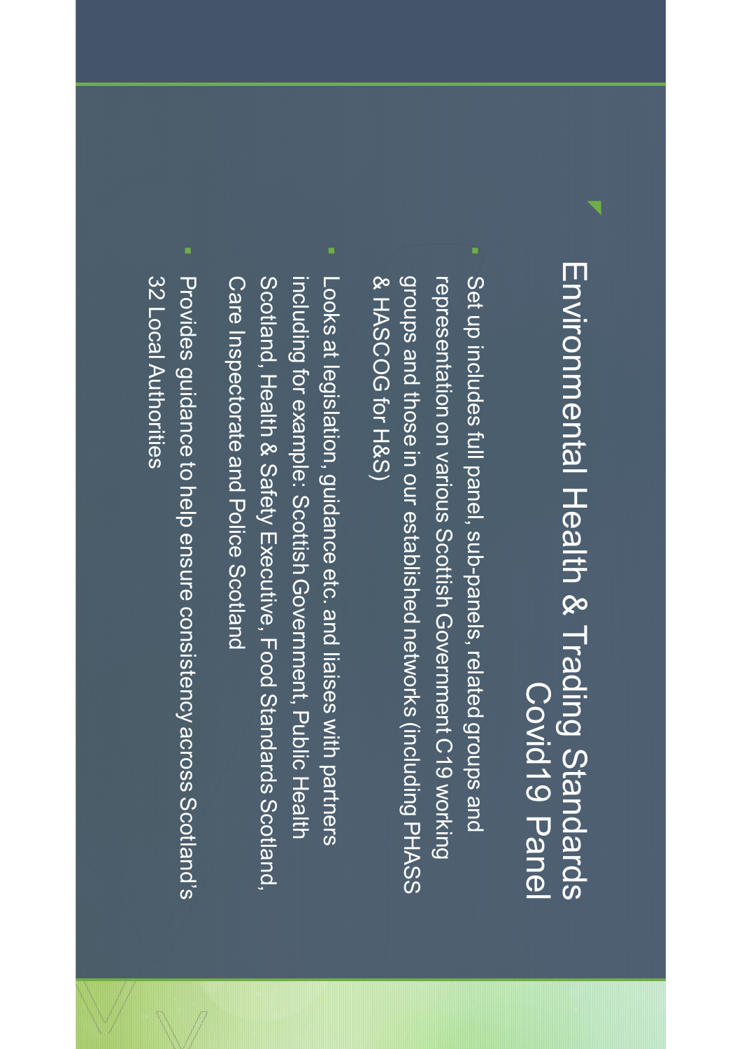# Environmental Health & Trading Standards Covid19 Panel

- Set up includes full panel, sub-panels, related groups and representation on various Scottish Government C19 working groups and those in our established networks (including PHASS & HASCOG for H&S)
- Looks at legislation, guidance etc. and liaises with partners including for example: Scottish Government, Public Health Scotland, Health & Safety Executive, Food Standards Scotland, Care Inspectorate and Police Scotland
- Provides guidance to help ensure consistency across Scotland's 32 Local Authorities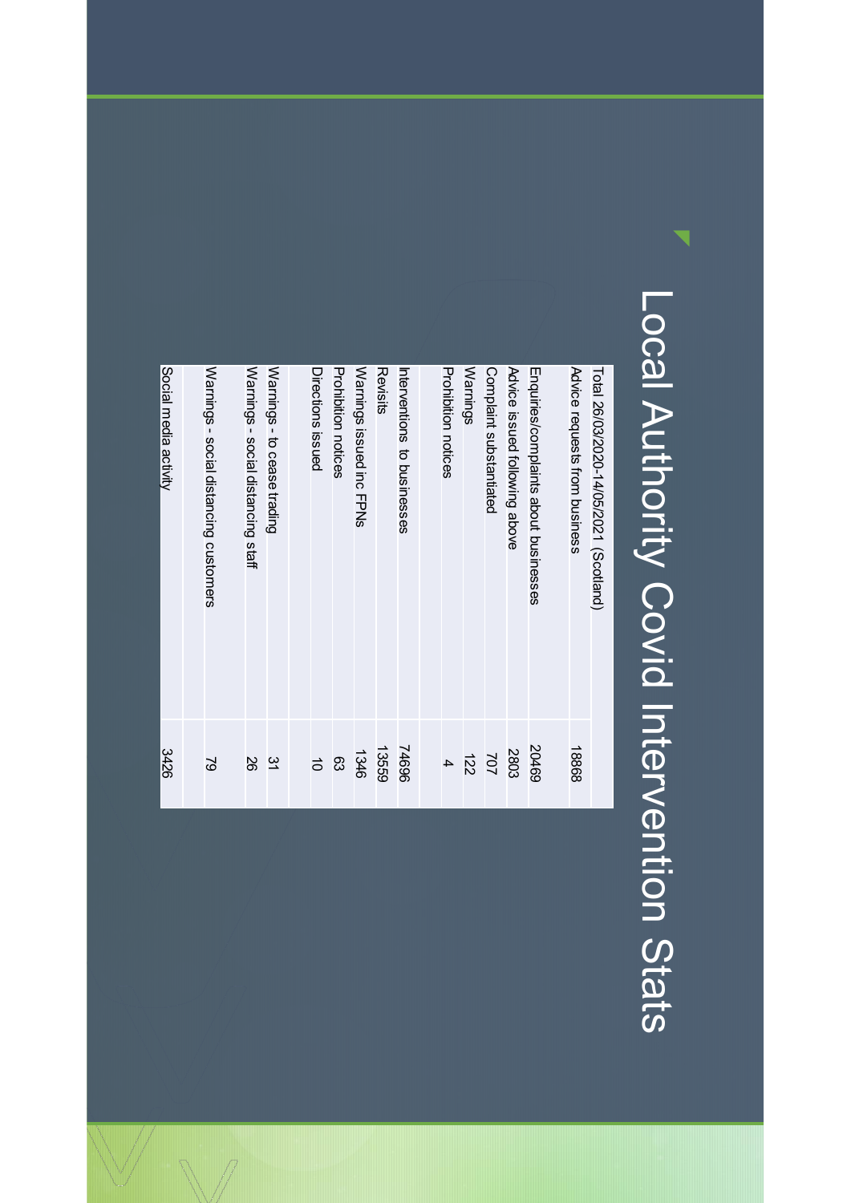# Local Authority Covid Intervention Stats

| Total 26/03/2020-14/05/2021 (Scotland) | |
|---|---|
| Advice requests from business | 18868 |
| | |
| Enquiries/complaints about businesses | 20469 |
| Advice issued following above | 2803 |
| Complaint substantiated | 707 |
| Warnings | 122 |
| Prohibition notices | 4 |
| | |
| Interventions to businesses | 74696 |
| Revisits | 13559 |
| Warnings issued inc FPNs | 1346 |
| Prohibition notices | 63 |
| Directions issued | 10 |
| | |
| Warnings - to cease trading | 31 |
| Warnings - social distancing staff | 26 |
| | |
| Warnings - social distancing customers | 79 |
| | |
| Social media activity | 3426 |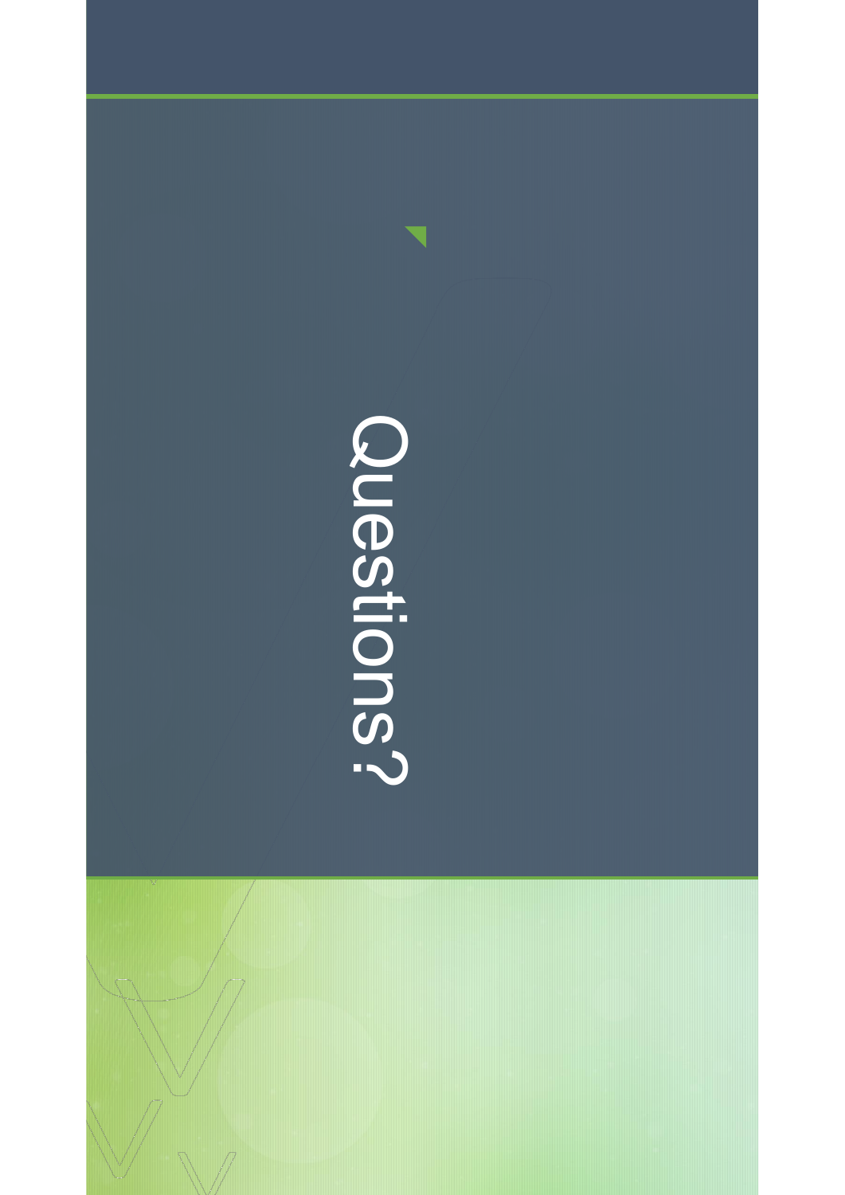# Questions?